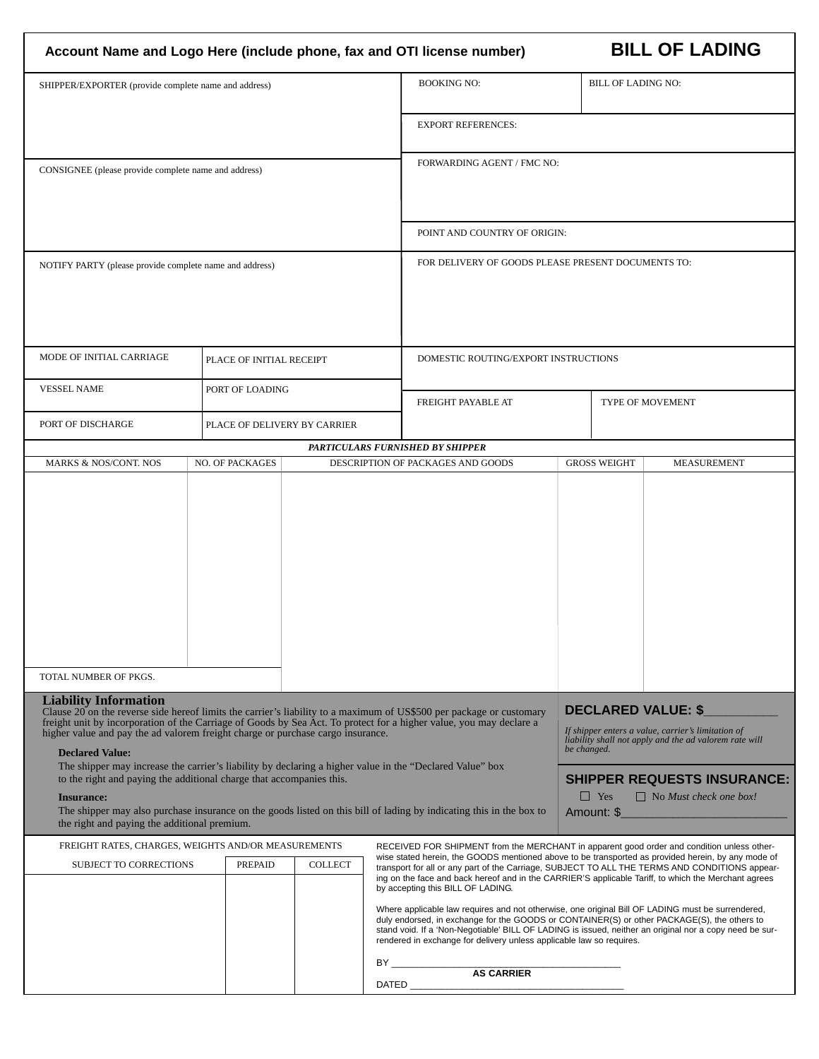Account Name and Logo Here (include phone, fax and OTI license number)

# BILL OF LADING

SHIPPER/EXPORTER (provide complete name and address)

BOOKING NO:

BILL OF LADING NO:

EXPORT REFERENCES:

CONSIGNEE (please provide complete name and address)

FORWARDING AGENT / FMC NO:

POINT AND COUNTRY OF ORIGIN:

NOTIFY PARTY (please provide complete name and address)

FOR DELIVERY OF GOODS PLEASE PRESENT DOCUMENTS TO:

| | |
|---|---|
| MODE OF INITIAL CARRIAGE | PLACE OF INITIAL RECEIPT |
| VESSEL NAME | PORT OF LOADING |
| PORT OF DISCHARGE | PLACE OF DELIVERY BY CARRIER |

DOMESTIC ROUTING/EXPORT INSTRUCTIONS

| FREIGHT PAYABLE AT | TYPE OF MOVEMENT |
|---|---|
| | |

*PARTICULARS FURNISHED BY SHIPPER*

| MARKS & NOS/CONT. NOS | NO. OF PACKAGES | DESCRIPTION OF PACKAGES AND GOODS | GROSS WEIGHT | MEASUREMENT |
|---|---|---|---|---|
| | | | | |
| TOTAL NUMBER OF PKGS. | | | | |

**Liability Information**
Clause 20 on the reverse side hereof limits the carrier's liability to a maximum of US$500 per package or customary freight unit by incorporation of the Carriage of Goods by Sea Act. To protect for a higher value, you may declare a higher value and pay the ad valorem freight charge or purchase cargo insurance.

**Declared Value:**
The shipper may increase the carrier's liability by declaring a higher value in the "Declared Value" box to the right and paying the additional charge that accompanies this.

**Insurance:**
The shipper may also purchase insurance on the goods listed on this bill of lading by indicating this in the box to the right and paying the additional premium.

**DECLARED VALUE: $__________**

*If shipper enters a value, carrier's limitation of liability shall not apply and the ad valorem rate will be changed.*

**SHIPPER REQUESTS INSURANCE:**

☐ Yes ☐ No *Must check one box!*

Amount: $__________________________

| FREIGHT RATES, CHARGES, WEIGHTS AND/OR MEASUREMENTS SUBJECT TO CORRECTIONS | PREPAID | COLLECT |
|---|---|---|
| | | |

RECEIVED FOR SHIPMENT from the MERCHANT in apparent good order and condition unless otherwise stated herein, the GOODS mentioned above to be transported as provided herein, by any mode of transport for all or any part of the Carriage, SUBJECT TO ALL THE TERMS AND CONDITIONS appearing on the face and back hereof and in the CARRIER'S applicable Tariff, to which the Merchant agrees by accepting this BILL OF LADING.

Where applicable law requires and not otherwise, one original Bill OF LADING must be surrendered, duly endorsed, in exchange for the GOODS or CONTAINER(S) or other PACKAGE(S), the others to stand void. If a 'Non-Negotiable' BILL OF LADING is issued, neither an original nor a copy need be surrendered in exchange for delivery unless applicable law so requires.

BY ____________________________________________
**AS CARRIER**

DATED __________________________________________